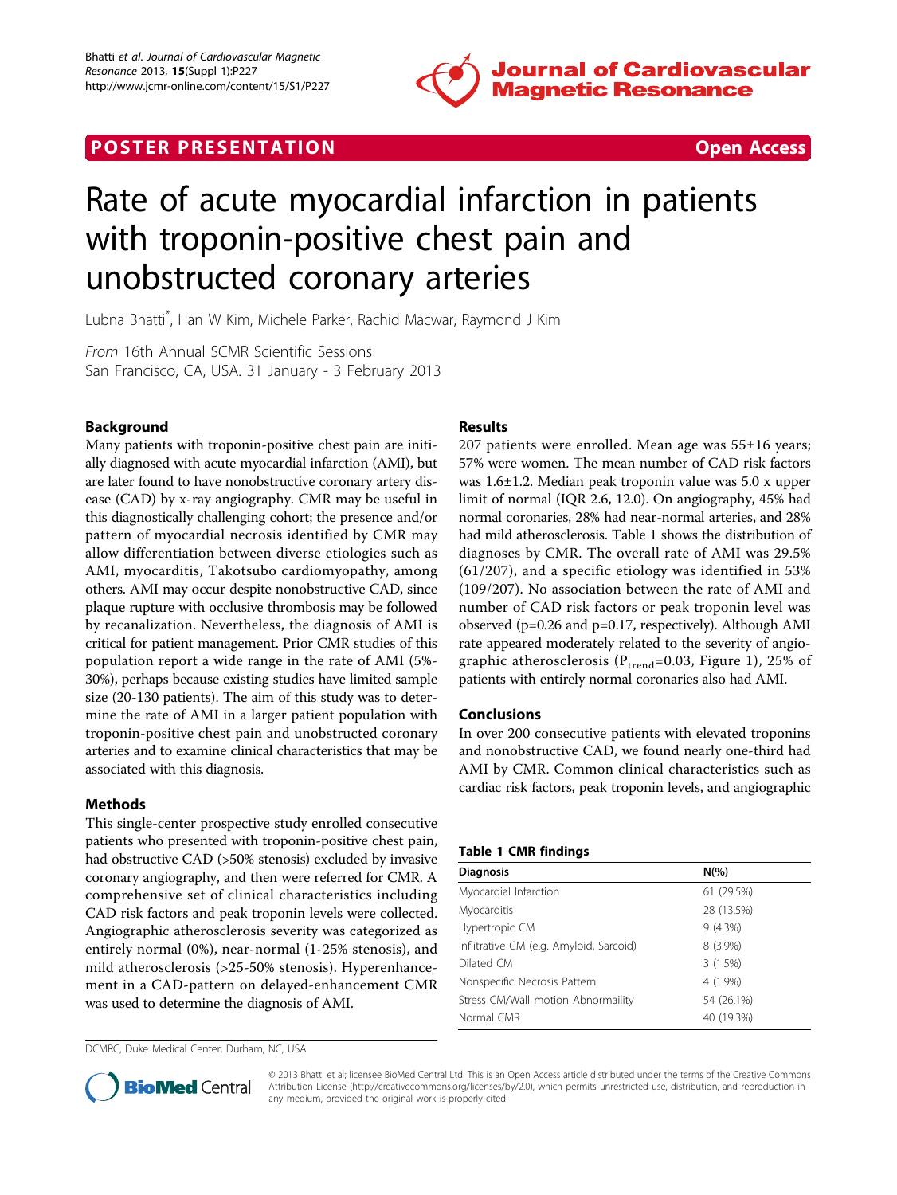POSTER PRESENTATION | Open Access

# Rate of acute myocardial infarction in patients with troponin-positive chest pain and unobstructed coronary arteries

Lubna Bhatti*, Han W Kim, Michele Parker, Rachid Macwar, Raymond J Kim

*From* 16th Annual SCMR Scientific Sessions
San Francisco, CA, USA. 31 January - 3 February 2013

## Background

Many patients with troponin-positive chest pain are initially diagnosed with acute myocardial infarction (AMI), but are later found to have nonobstructive coronary artery disease (CAD) by x-ray angiography. CMR may be useful in this diagnostically challenging cohort; the presence and/or pattern of myocardial necrosis identified by CMR may allow differentiation between diverse etiologies such as AMI, myocarditis, Takotsubo cardiomyopathy, among others. AMI may occur despite nonobstructive CAD, since plaque rupture with occlusive thrombosis may be followed by recanalization. Nevertheless, the diagnosis of AMI is critical for patient management. Prior CMR studies of this population report a wide range in the rate of AMI (5%-30%), perhaps because existing studies have limited sample size (20-130 patients). The aim of this study was to determine the rate of AMI in a larger patient population with troponin-positive chest pain and unobstructed coronary arteries and to examine clinical characteristics that may be associated with this diagnosis.

## Methods

This single-center prospective study enrolled consecutive patients who presented with troponin-positive chest pain, had obstructive CAD (>50% stenosis) excluded by invasive coronary angiography, and then were referred for CMR. A comprehensive set of clinical characteristics including CAD risk factors and peak troponin levels were collected. Angiographic atherosclerosis severity was categorized as entirely normal (0%), near-normal (1-25% stenosis), and mild atherosclerosis (>25-50% stenosis). Hyperenhancement in a CAD-pattern on delayed-enhancement CMR was used to determine the diagnosis of AMI.

## Results

207 patients were enrolled. Mean age was 55±16 years; 57% were women. The mean number of CAD risk factors was 1.6±1.2. Median peak troponin value was 5.0 x upper limit of normal (IQR 2.6, 12.0). On angiography, 45% had normal coronaries, 28% had near-normal arteries, and 28% had mild atherosclerosis. Table 1 shows the distribution of diagnoses by CMR. The overall rate of AMI was 29.5% (61/207), and a specific etiology was identified in 53% (109/207). No association between the rate of AMI and number of CAD risk factors or peak troponin level was observed (p=0.26 and p=0.17, respectively). Although AMI rate appeared moderately related to the severity of angiographic atherosclerosis ($P_{trend}$=0.03, Figure 1), 25% of patients with entirely normal coronaries also had AMI.

## Conclusions

In over 200 consecutive patients with elevated troponins and nonobstructive CAD, we found nearly one-third had AMI by CMR. Common clinical characteristics such as cardiac risk factors, peak troponin levels, and angiographic

**Table 1 CMR findings**

| Diagnosis | N(%) |
|---|---|
| Myocardial Infarction | 61 (29.5%) |
| Myocarditis | 28 (13.5%) |
| Hypertropic CM | 9 (4.3%) |
| Infiltrative CM (e.g. Amyloid, Sarcoid) | 8 (3.9%) |
| Dilated CM | 3 (1.5%) |
| Nonspecific Necrosis Pattern | 4 (1.9%) |
| Stress CM/Wall motion Abnormaility | 54 (26.1%) |
| Normal CMR | 40 (19.3%) |

DCMRC, Duke Medical Center, Durham, NC, USA

© 2013 Bhatti et al; licensee BioMed Central Ltd. This is an Open Access article distributed under the terms of the Creative Commons Attribution License (http://creativecommons.org/licenses/by/2.0), which permits unrestricted use, distribution, and reproduction in any medium, provided the original work is properly cited.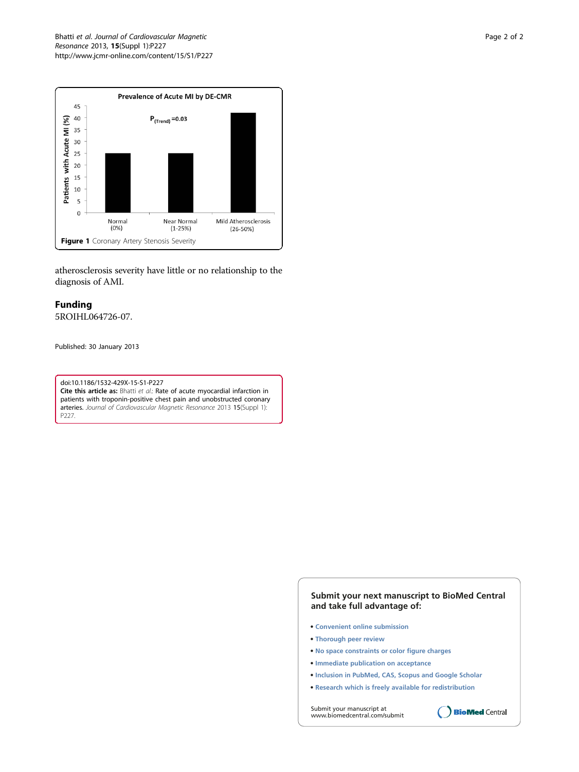Prevalence of Acute MI by DE-CMR

Patients with Acute MI (%)

45
40
35
30
25
20
15
10
5
0

$P_{(Trend)}$ =0.03

Normal (0%)

Near Normal (1-25%)

Mild Atherosclerosis (26-50%)

**Figure 1** Coronary Artery Stenosis Severity

atherosclerosis severity have little or no relationship to the diagnosis of AMI.

## Funding

5ROIHL064726-07.

Published: 30 January 2013

doi:10.1186/1532-429X-15-S1-P227

**Cite this article as:** Bhatti *et al.*: Rate of acute myocardial infarction in patients with troponin-positive chest pain and unobstructed coronary arteries. *Journal of Cardiovascular Magnetic Resonance* 2013 **15**(Suppl 1): P227.

**Submit your next manuscript to BioMed Central and take full advantage of:**

- **Convenient online submission**
- **Thorough peer review**
- **No space constraints or color figure charges**
- **Immediate publication on acceptance**
- **Inclusion in PubMed, CAS, Scopus and Google Scholar**
- **Research which is freely available for redistribution**

Submit your manuscript at www.biomedcentral.com/submit

BioMed Central